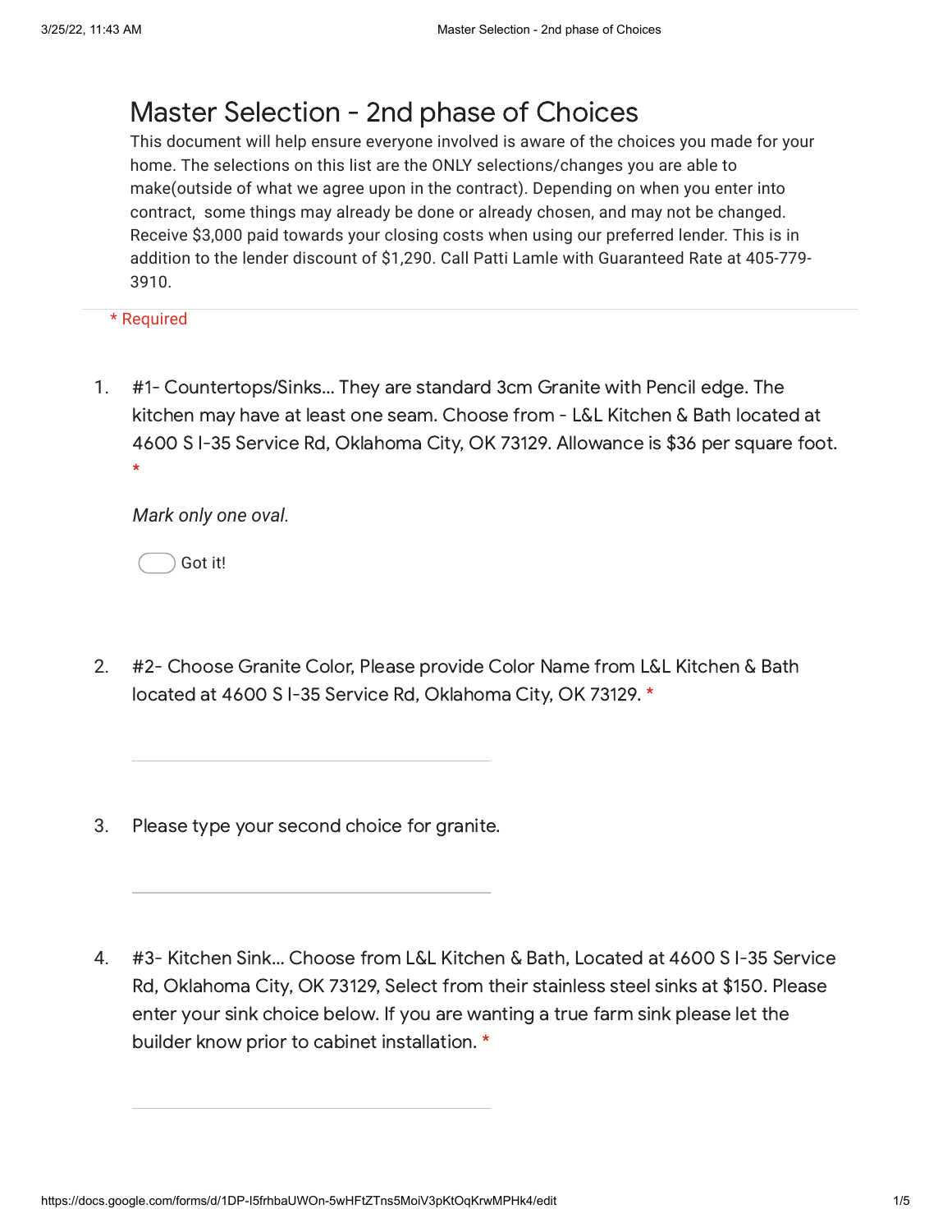# Master Selection - 2nd phase of Choices

This document will help ensure everyone involved is aware of the choices you made for your home. The selections on this list are the ONLY selections/changes you are able to make(outside of what we agree upon in the contract). Depending on when you enter into contract, some things may already be done or already chosen, and may not be changed. Receive $3,000 paid towards your closing costs when using our preferred lender. This is in addition to the lender discount of $1,290. Call Patti Lamle with Guaranteed Rate at 405-779-3910.

\* Required

1. #1- Countertops/Sinks... They are standard 3cm Granite with Pencil edge. The kitchen may have at least one seam. Choose from - L&L Kitchen & Bath located at 4600 S I-35 Service Rd, Oklahoma City, OK 73129. Allowance is $36 per square foot. *

   *Mark only one oval.*

   ◯ Got it!

2. #2- Choose Granite Color, Please provide Color Name from L&L Kitchen & Bath located at 4600 S I-35 Service Rd, Oklahoma City, OK 73129. *

   \_\_\_\_\_\_\_\_\_\_\_\_\_\_\_\_\_\_\_\_\_\_\_\_\_\_\_\_\_\_

3. Please type your second choice for granite.

   \_\_\_\_\_\_\_\_\_\_\_\_\_\_\_\_\_\_\_\_\_\_\_\_\_\_\_\_\_\_

4. #3- Kitchen Sink... Choose from L&L Kitchen & Bath, Located at 4600 S I-35 Service Rd, Oklahoma City, OK 73129, Select from their stainless steel sinks at $150. Please enter your sink choice below. If you are wanting a true farm sink please let the builder know prior to cabinet installation. *

   \_\_\_\_\_\_\_\_\_\_\_\_\_\_\_\_\_\_\_\_\_\_\_\_\_\_\_\_\_\_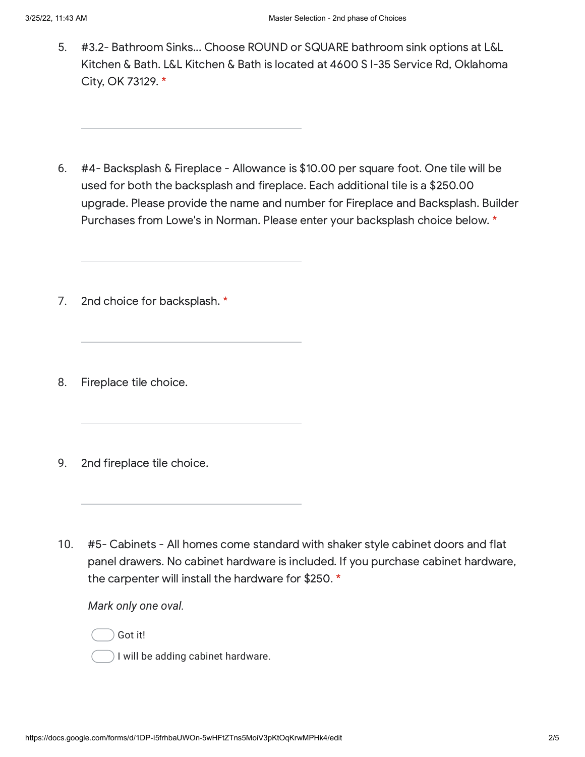5. #3.2- Bathroom Sinks... Choose ROUND or SQUARE bathroom sink options at L&L Kitchen & Bath. L&L Kitchen & Bath is located at 4600 S I-35 Service Rd, Oklahoma City, OK 73129. *

_______________________________

6. #4- Backsplash & Fireplace - Allowance is $10.00 per square foot. One tile will be used for both the backsplash and fireplace. Each additional tile is a $250.00 upgrade. Please provide the name and number for Fireplace and Backsplash. Builder Purchases from Lowe's in Norman. Please enter your backsplash choice below. *

_______________________________

7. 2nd choice for backsplash. *

_______________________________

8. Fireplace tile choice.

_______________________________

9. 2nd fireplace tile choice.

_______________________________

10. #5- Cabinets - All homes come standard with shaker style cabinet doors and flat panel drawers. No cabinet hardware is included. If you purchase cabinet hardware, the carpenter will install the hardware for $250. *

    *Mark only one oval.*

    - ◯ Got it!
    - ◯ I will be adding cabinet hardware.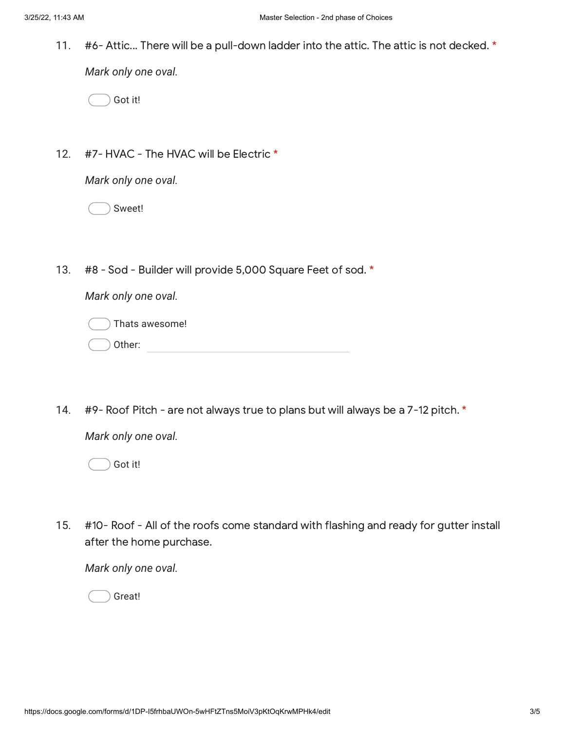11. #6- Attic... There will be a pull-down ladder into the attic. The attic is not decked. *

*Mark only one oval.*

- ( ) Got it!

12. #7- HVAC - The HVAC will be Electric *

*Mark only one oval.*

- ( ) Sweet!

13. #8 - Sod - Builder will provide 5,000 Square Feet of sod. *

*Mark only one oval.*

- ( ) Thats awesome!
- ( ) Other: ______________________

14. #9- Roof Pitch - are not always true to plans but will always be a 7-12 pitch. *

*Mark only one oval.*

- ( ) Got it!

15. #10- Roof - All of the roofs come standard with flashing and ready for gutter install after the home purchase.

*Mark only one oval.*

- ( ) Great!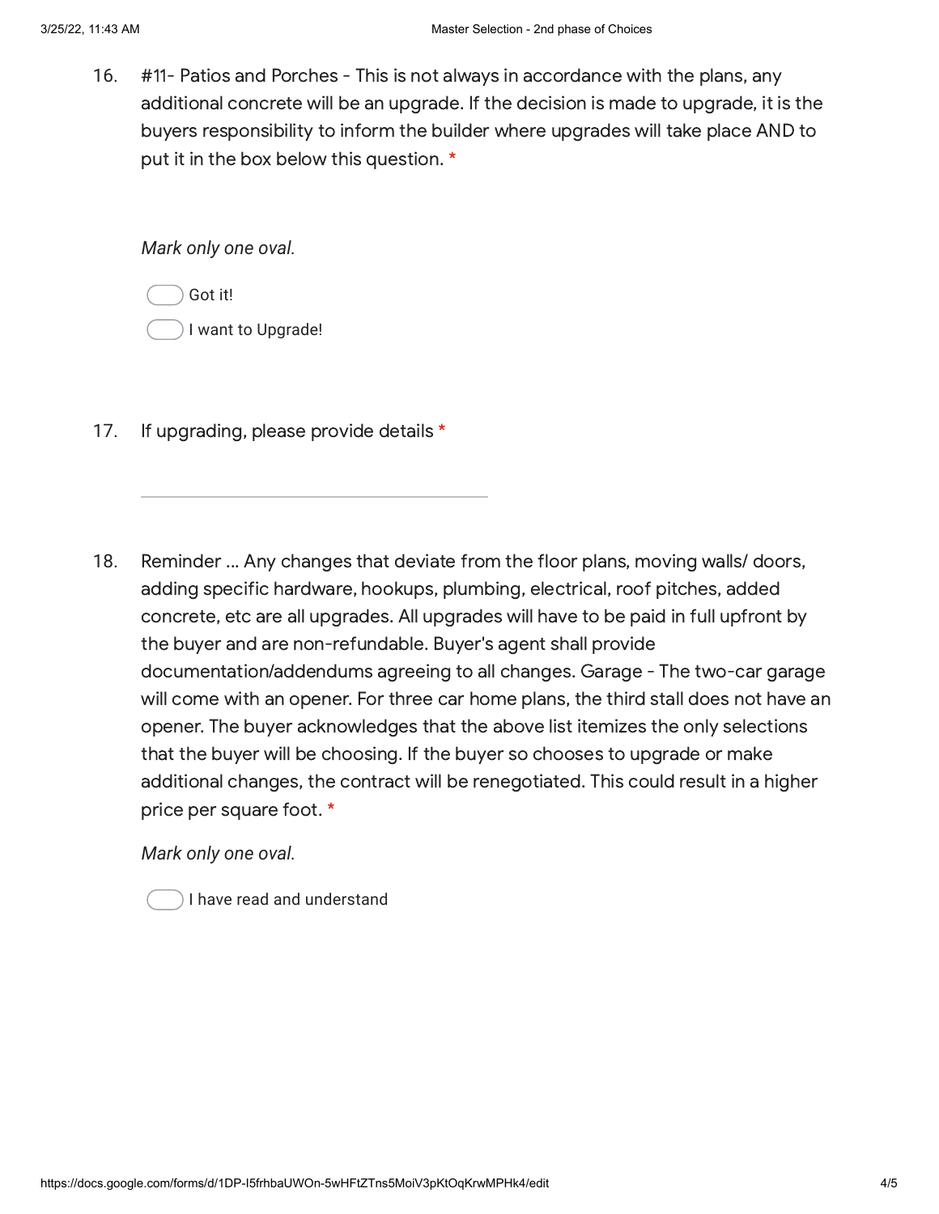16. #11- Patios and Porches - This is not always in accordance with the plans, any additional concrete will be an upgrade. If the decision is made to upgrade, it is the buyers responsibility to inform the builder where upgrades will take place AND to put it in the box below this question. *

*Mark only one oval.*

- Got it!
- I want to Upgrade!

17. If upgrading, please provide details *

_______________________________________

18. Reminder ... Any changes that deviate from the floor plans, moving walls/ doors, adding specific hardware, hookups, plumbing, electrical, roof pitches, added concrete, etc are all upgrades. All upgrades will have to be paid in full upfront by the buyer and are non-refundable. Buyer's agent shall provide documentation/addendums agreeing to all changes. Garage - The two-car garage will come with an opener. For three car home plans, the third stall does not have an opener. The buyer acknowledges that the above list itemizes the only selections that the buyer will be choosing. If the buyer so chooses to upgrade or make additional changes, the contract will be renegotiated. This could result in a higher price per square foot. *

*Mark only one oval.*

- I have read and understand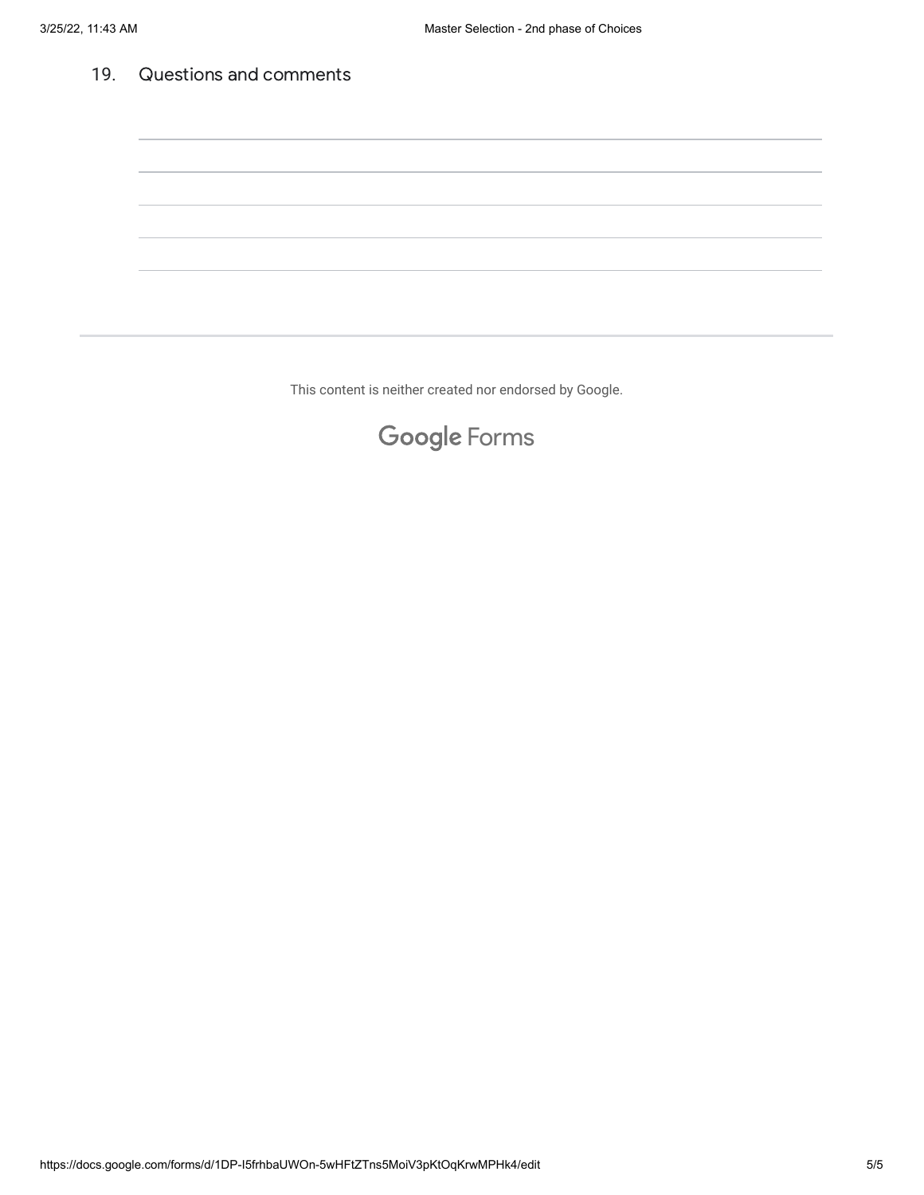19. Questions and comments

This content is neither created nor endorsed by Google.

Google Forms